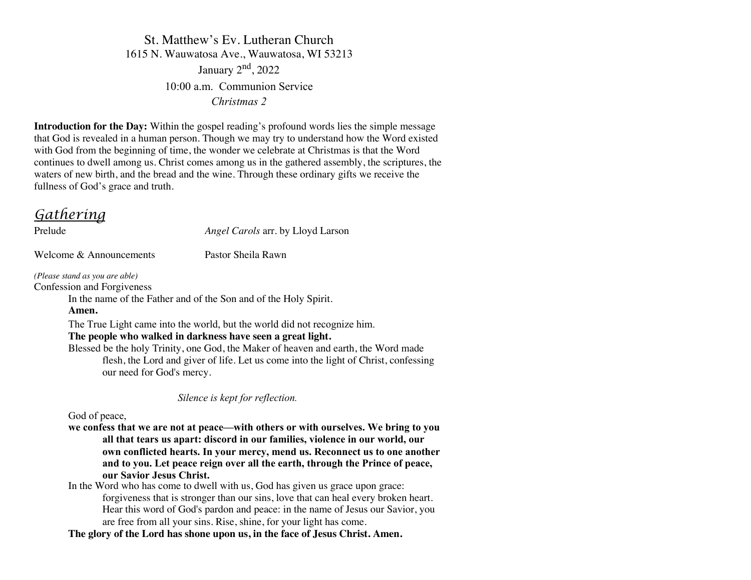St. Matthew's Ev. Lutheran Church

1615 N. Wauwatosa Ave., Wauwatosa, WI 53213

January 2nd, 2022

10:00 a.m. Communion Service

*Christmas 2*

**Introduction for the Day:** Within the gospel reading's profound words lies the simple message that God is revealed in a human person. Though we may try to understand how the Word existed with God from the beginning of time, the wonder we celebrate at Christmas is that the Word continues to dwell among us. Christ comes among us in the gathered assembly, the scriptures, the waters of new birth, and the bread and the wine. Through these ordinary gifts we receive the fullness of God's grace and truth.

## *Gathering*

Prelude *Angel Carols* arr. by Lloyd Larson

Welcome & Announcements Pastor Sheila Rawn

*(Please stand as you are able)*

Confession and Forgiveness

In the name of the Father and of the Son and of the Holy Spirit.

**Amen.**

The True Light came into the world, but the world did not recognize him.

**The people who walked in darkness have seen a great light.**

Blessed be the holy Trinity, one God, the Maker of heaven and earth, the Word made flesh, the Lord and giver of life. Let us come into the light of Christ, confessing our need for God's mercy.

*Silence is kept for reflection.*

God of peace,

**we confess that we are not at peace—with others or with ourselves. We bring to you all that tears us apart: discord in our families, violence in our world, our own conflicted hearts. In your mercy, mend us. Reconnect us to one another and to you. Let peace reign over all the earth, through the Prince of peace, our Savior Jesus Christ.**

In the Word who has come to dwell with us, God has given us grace upon grace: forgiveness that is stronger than our sins, love that can heal every broken heart. Hear this word of God's pardon and peace: in the name of Jesus our Savior, you are free from all your sins. Rise, shine, for your light has come.

**The glory of the Lord has shone upon us, in the face of Jesus Christ. Amen.**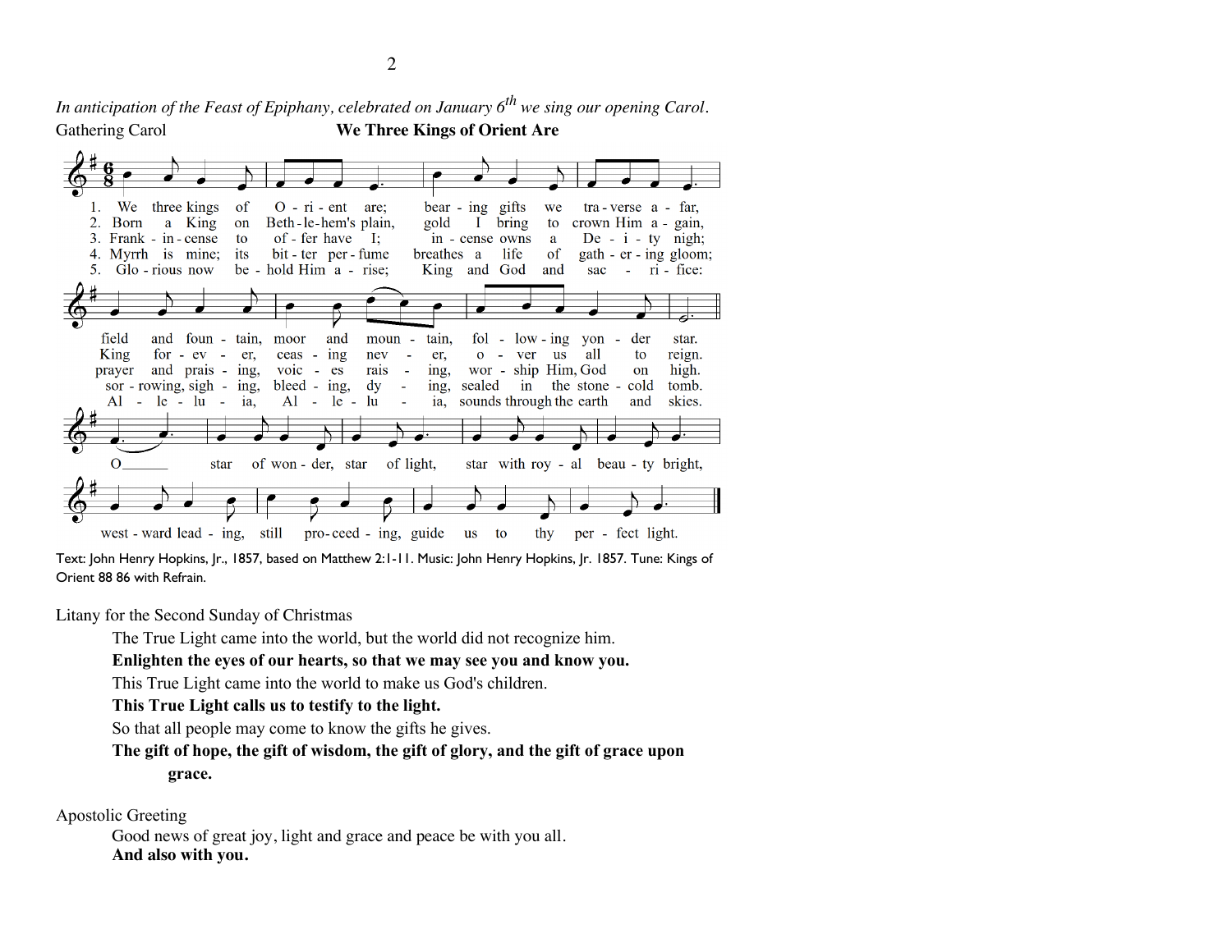*In anticipation of the Feast of Epiphany, celebrated on January 6th we sing our opening Carol.*

Gathering Carol **We Three Kings of Orient Are**

1. We three kings of Orient are; bearing gifts we traverse afar, field and fountain, moor and mountain, following yonder star.
2. Born a King on Bethlehem's plain, gold I bring to crown Him again, King forever, ceasing never, over us all to reign.
3. Frankincense to offer have I; incense owns a Deity nigh; prayer and praising, voices raising, worship Him, God on high.
4. Myrrh is mine; its bitter perfume breathes a life of gathering gloom; sorrowing, sighing, bleeding, dying, sealed in the stone-cold tomb.
5. Glorious now behold Him arise; King and God and sacrifice: Alleluia, Alleluia, sounds through the earth and skies.

Refrain: O star of wonder, star of light, star with royal beauty bright, westward leading, still proceeding, guide us to thy perfect light.

Text: John Henry Hopkins, Jr., 1857, based on Matthew 2:1-11. Music: John Henry Hopkins, Jr. 1857. Tune: Kings of Orient 88 86 with Refrain.

Litany for the Second Sunday of Christmas

The True Light came into the world, but the world did not recognize him.
**Enlighten the eyes of our hearts, so that we may see you and know you.**
This True Light came into the world to make us God's children.
**This True Light calls us to testify to the light.**
So that all people may come to know the gifts he gives.
**The gift of hope, the gift of wisdom, the gift of glory, and the gift of grace upon grace.**

Apostolic Greeting

Good news of great joy, light and grace and peace be with you all.
**And also with you.**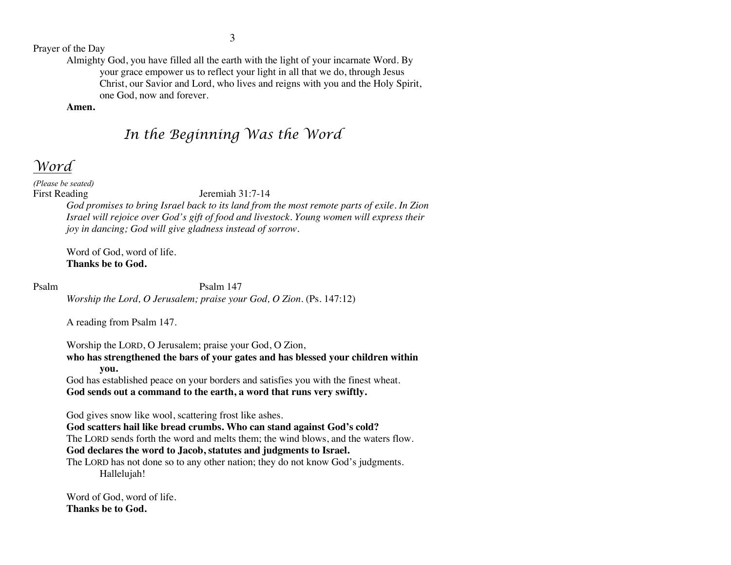Prayer of the Day

Almighty God, you have filled all the earth with the light of your incarnate Word. By your grace empower us to reflect your light in all that we do, through Jesus Christ, our Savior and Lord, who lives and reigns with you and the Holy Spirit, one God, now and forever.

**Amen.**

## *In the Beginning Was the Word*

# *Word*

*(Please be seated)*

First Reading Jeremiah 31:7-14

*God promises to bring Israel back to its land from the most remote parts of exile. In Zion Israel will rejoice over God's gift of food and livestock. Young women will express their joy in dancing; God will give gladness instead of sorrow.*

Word of God, word of life.
**Thanks be to God.**

Psalm Psalm 147

*Worship the Lord, O Jerusalem; praise your God, O Zion.* (Ps. 147:12)

A reading from Psalm 147.

Worship the LORD, O Jerusalem; praise your God, O Zion,
**who has strengthened the bars of your gates and has blessed your children within you.**
God has established peace on your borders and satisfies you with the finest wheat.
**God sends out a command to the earth, a word that runs very swiftly.**

God gives snow like wool, scattering frost like ashes.
**God scatters hail like bread crumbs. Who can stand against God's cold?**
The LORD sends forth the word and melts them; the wind blows, and the waters flow.
**God declares the word to Jacob, statutes and judgments to Israel.**
The LORD has not done so to any other nation; they do not know God's judgments. Hallelujah!

Word of God, word of life.
**Thanks be to God.**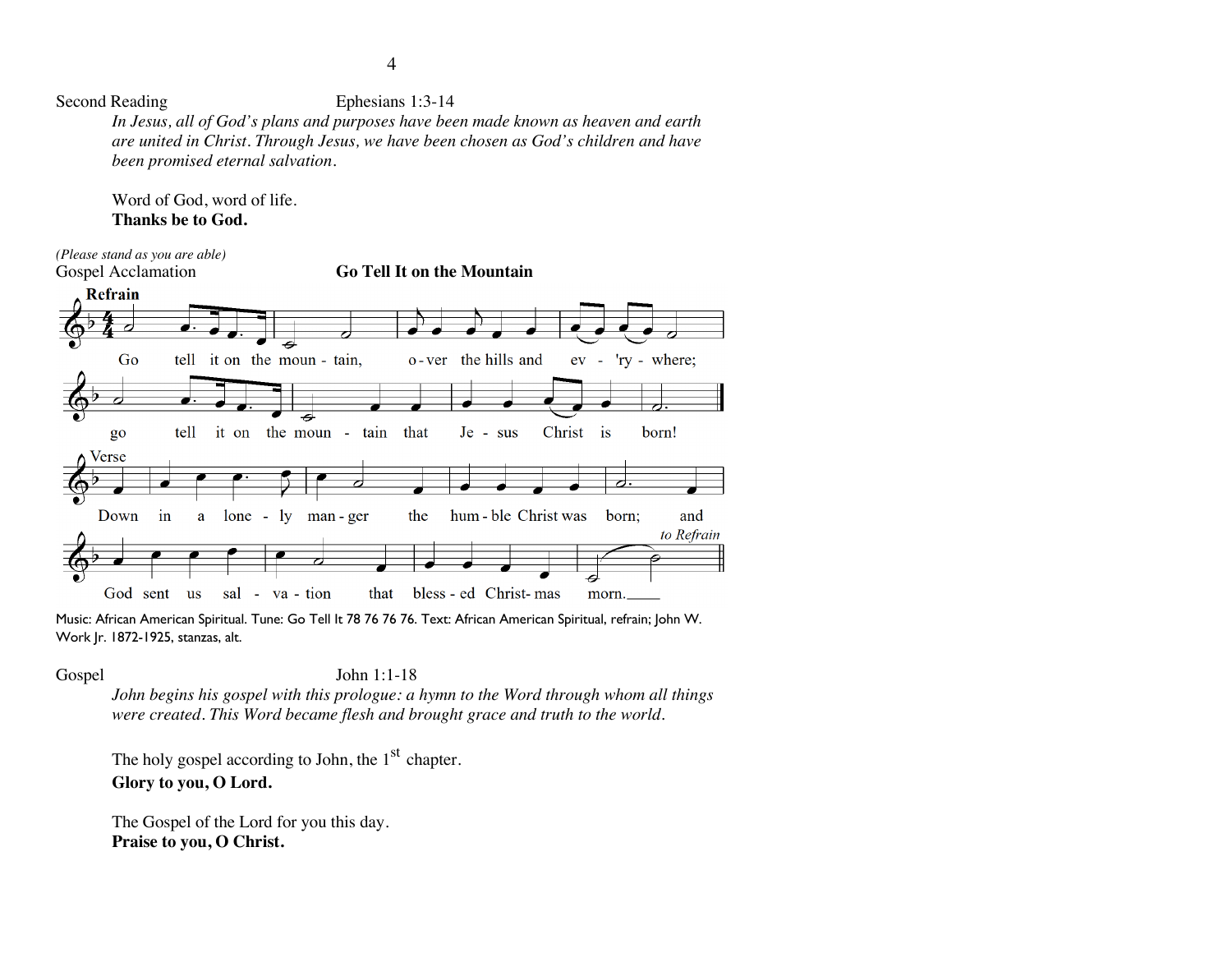Second Reading Ephesians 1:3-14

*In Jesus, all of God's plans and purposes have been made known as heaven and earth are united in Christ. Through Jesus, we have been chosen as God's children and have been promised eternal salvation.*

Word of God, word of life.
**Thanks be to God.**

*(Please stand as you are able)*

Gospel Acclamation **Go Tell It on the Mountain**

**Refrain**

Go tell it on the mountain, over the hills and ev'rywhere;
go tell it on the mountain that Jesus Christ is born!

Verse

Down in a lonely manger the humble Christ was born;
and God sent us salvation that blessed Christmas morn.

*to Refrain*

Music: African American Spiritual. Tune: Go Tell It 78 76 76 76. Text: African American Spiritual, refrain; John W. Work Jr. 1872-1925, stanzas, alt.

Gospel John 1:1-18

*John begins his gospel with this prologue: a hymn to the Word through whom all things were created. This Word became flesh and brought grace and truth to the world.*

The holy gospel according to John, the 1st chapter.
**Glory to you, O Lord.**

The Gospel of the Lord for you this day.
**Praise to you, O Christ.**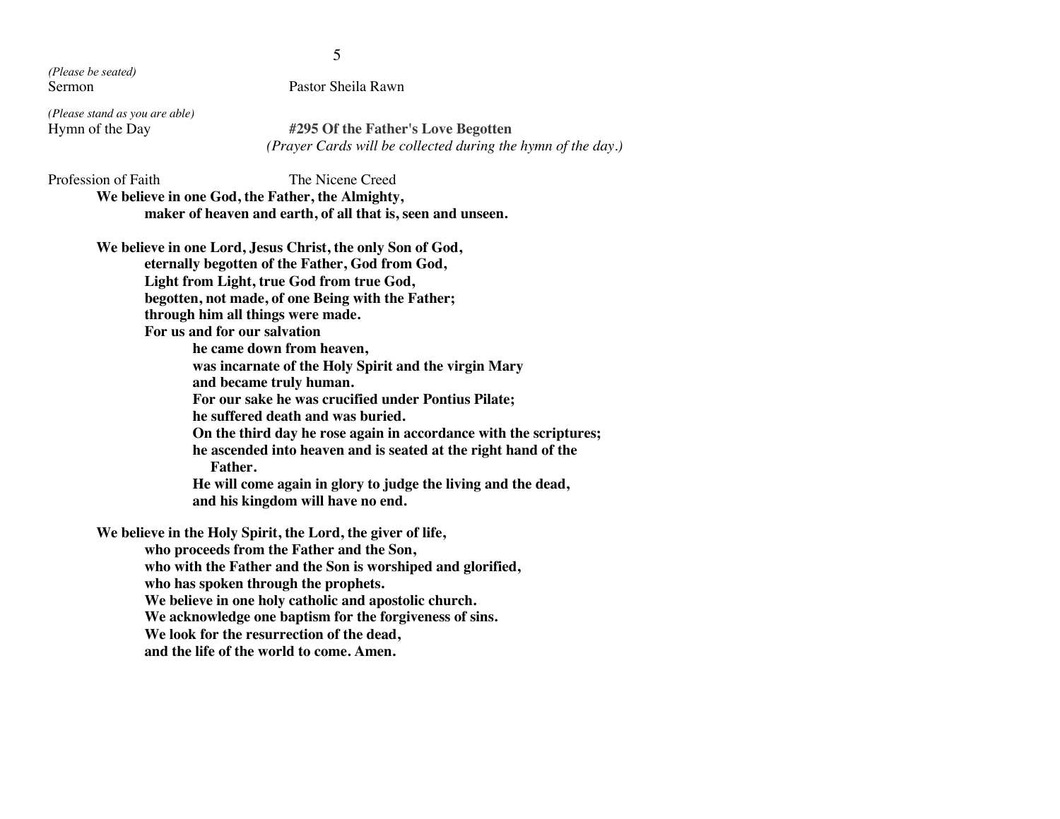*(Please be seated)*
Sermon	Pastor Sheila Rawn

*(Please stand as you are able)*
Hymn of the Day	**#295 Of the Father's Love Begotten**
*(Prayer Cards will be collected during the hymn of the day.)*

Profession of Faith	The Nicene Creed

**We believe in one God, the Father, the Almighty,**
**maker of heaven and earth, of all that is, seen and unseen.**

**We believe in one Lord, Jesus Christ, the only Son of God,**
**eternally begotten of the Father, God from God,**
**Light from Light, true God from true God,**
**begotten, not made, of one Being with the Father;**
**through him all things were made.**
**For us and for our salvation**
**he came down from heaven,**
**was incarnate of the Holy Spirit and the virgin Mary**
**and became truly human.**
**For our sake he was crucified under Pontius Pilate;**
**he suffered death and was buried.**
**On the third day he rose again in accordance with the scriptures;**
**he ascended into heaven and is seated at the right hand of the Father.**
**He will come again in glory to judge the living and the dead,**
**and his kingdom will have no end.**

**We believe in the Holy Spirit, the Lord, the giver of life,**
**who proceeds from the Father and the Son,**
**who with the Father and the Son is worshiped and glorified,**
**who has spoken through the prophets.**
**We believe in one holy catholic and apostolic church.**
**We acknowledge one baptism for the forgiveness of sins.**
**We look for the resurrection of the dead,**
**and the life of the world to come. Amen.**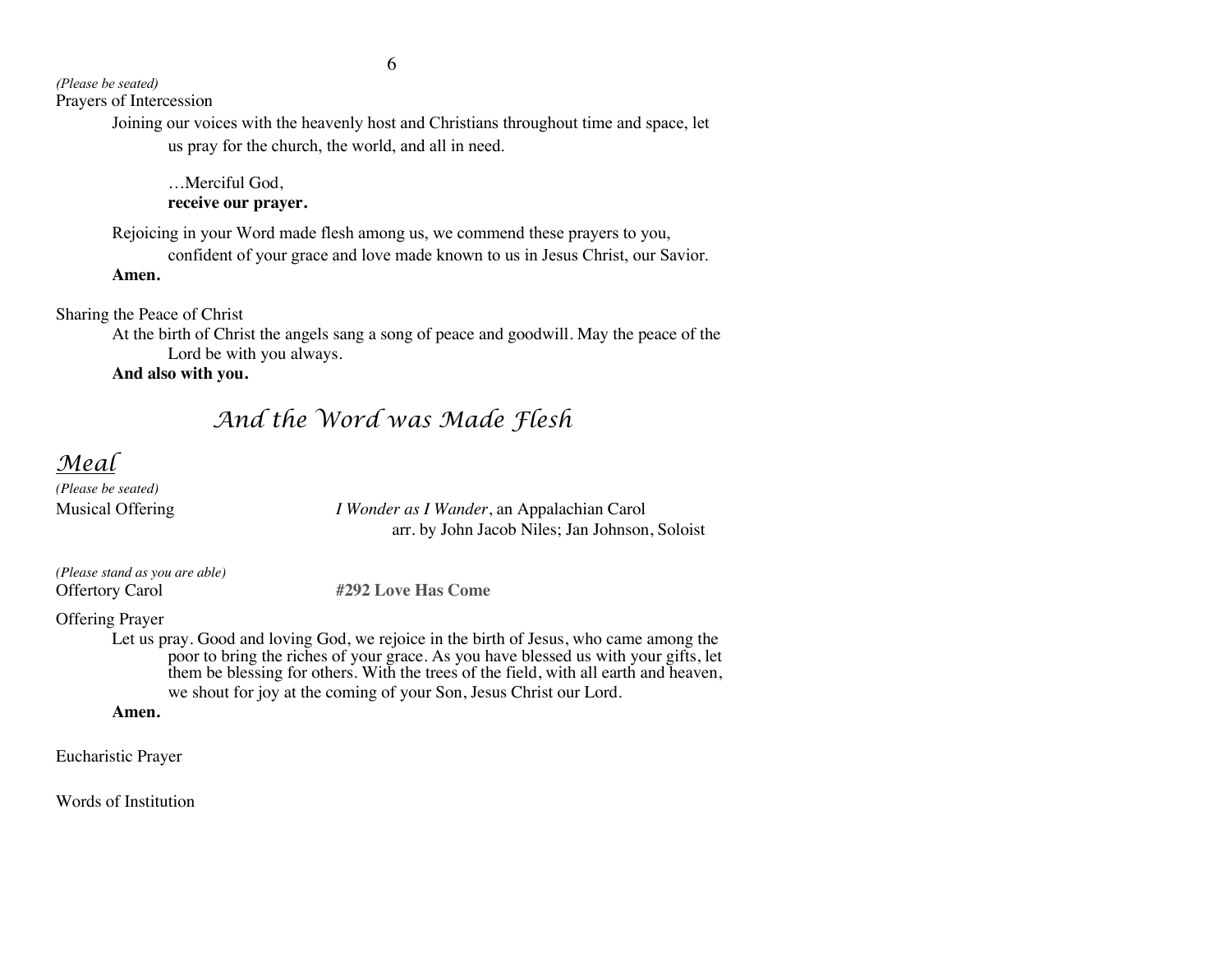*(Please be seated)*

Prayers of Intercession

Joining our voices with the heavenly host and Christians throughout time and space, let us pray for the church, the world, and all in need.

…Merciful God,
**receive our prayer.**

Rejoicing in your Word made flesh among us, we commend these prayers to you, confident of your grace and love made known to us in Jesus Christ, our Savior.
**Amen.**

Sharing the Peace of Christ

At the birth of Christ the angels sang a song of peace and goodwill. May the peace of the Lord be with you always.
**And also with you.**

# *And the Word was Made Flesh*

## *Meal*

*(Please be seated)*

Musical Offering — *I Wonder as I Wander*, an Appalachian Carol
arr. by John Jacob Niles; Jan Johnson, Soloist

*(Please stand as you are able)*

Offertory Carol — **#292 Love Has Come**

Offering Prayer

Let us pray. Good and loving God, we rejoice in the birth of Jesus, who came among the poor to bring the riches of your grace. As you have blessed us with your gifts, let them be blessing for others. With the trees of the field, with all earth and heaven, we shout for joy at the coming of your Son, Jesus Christ our Lord.
**Amen.**

Eucharistic Prayer

Words of Institution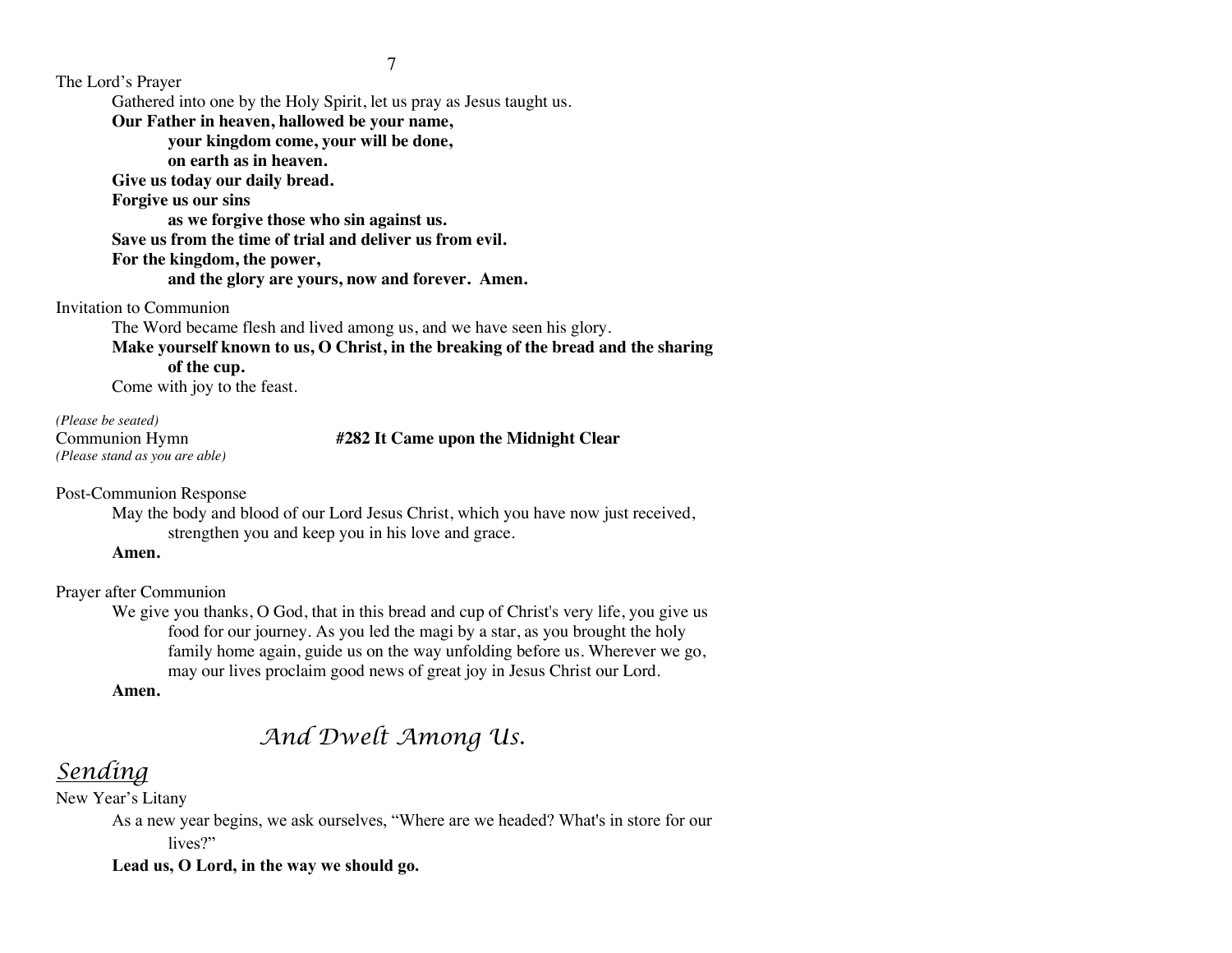The Lord's Prayer

Gathered into one by the Holy Spirit, let us pray as Jesus taught us.

**Our Father in heaven, hallowed be your name,**
**your kingdom come, your will be done,**
**on earth as in heaven.**
**Give us today our daily bread.**
**Forgive us our sins**
**as we forgive those who sin against us.**
**Save us from the time of trial and deliver us from evil.**
**For the kingdom, the power,**
**and the glory are yours, now and forever. Amen.**

Invitation to Communion

The Word became flesh and lived among us, and we have seen his glory.

**Make yourself known to us, O Christ, in the breaking of the bread and the sharing of the cup.**

Come with joy to the feast.

*(Please be seated)*

Communion Hymn **#282 It Came upon the Midnight Clear**

*(Please stand as you are able)*

Post-Communion Response

May the body and blood of our Lord Jesus Christ, which you have now just received, strengthen you and keep you in his love and grace.

**Amen.**

Prayer after Communion

We give you thanks, O God, that in this bread and cup of Christ's very life, you give us food for our journey. As you led the magi by a star, as you brought the holy family home again, guide us on the way unfolding before us. Wherever we go, may our lives proclaim good news of great joy in Jesus Christ our Lord.

**Amen.**

## *And Dwelt Among Us.*

## *Sending*

New Year's Litany

As a new year begins, we ask ourselves, "Where are we headed? What's in store for our lives?"

**Lead us, O Lord, in the way we should go.**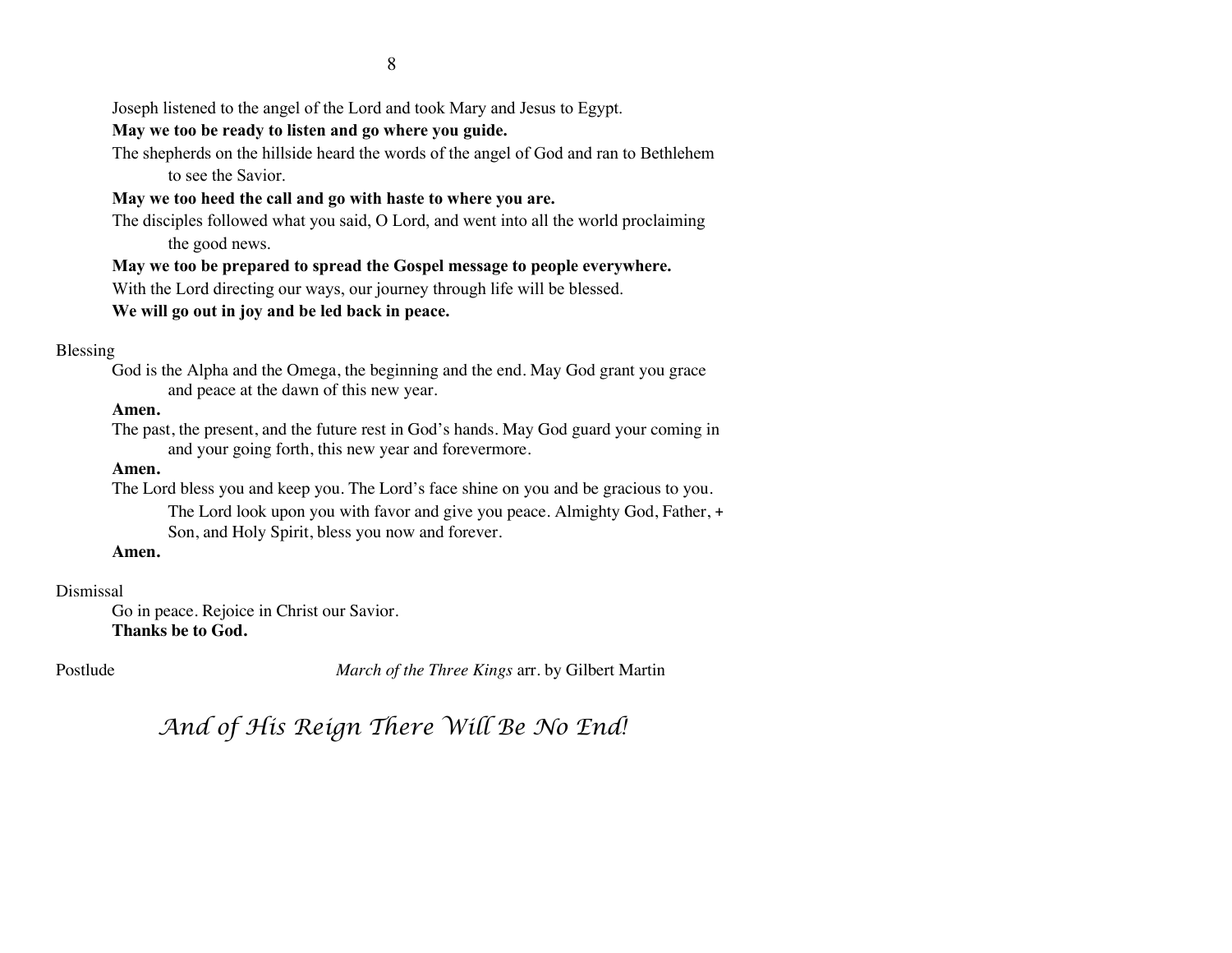Joseph listened to the angel of the Lord and took Mary and Jesus to Egypt.

**May we too be ready to listen and go where you guide.**

The shepherds on the hillside heard the words of the angel of God and ran to Bethlehem to see the Savior.

**May we too heed the call and go with haste to where you are.**

The disciples followed what you said, O Lord, and went into all the world proclaiming the good news.

**May we too be prepared to spread the Gospel message to people everywhere.**

With the Lord directing our ways, our journey through life will be blessed.

**We will go out in joy and be led back in peace.**

Blessing

God is the Alpha and the Omega, the beginning and the end. May God grant you grace and peace at the dawn of this new year.

**Amen.**

The past, the present, and the future rest in God's hands. May God guard your coming in and your going forth, this new year and forevermore.

**Amen.**

The Lord bless you and keep you. The Lord's face shine on you and be gracious to you. The Lord look upon you with favor and give you peace. Almighty God, Father, + Son, and Holy Spirit, bless you now and forever.

**Amen.**

Dismissal

Go in peace. Rejoice in Christ our Savior.

**Thanks be to God.**

Postlude *March of the Three Kings* arr. by Gilbert Martin

*And of His Reign There Will Be No End!*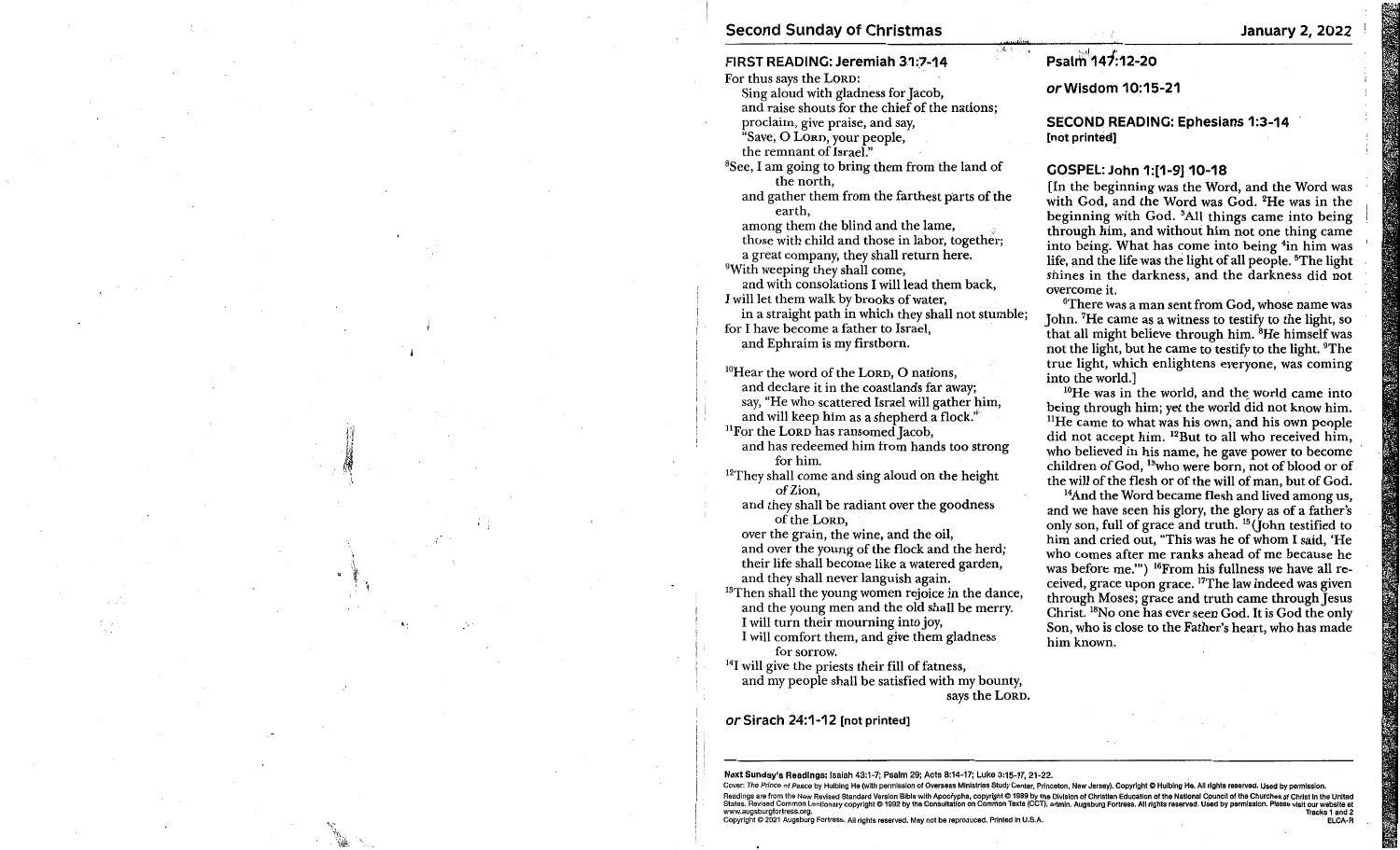## Second Sunday of Christmas

January 2, 2022

### FIRST READING: Jeremiah 31:7-14

For thus says the LORD:
Sing aloud with gladness for Jacob,
and raise shouts for the chief of the nations;
proclaim, give praise, and say,
"Save, O LORD, your people,
the remnant of Israel."
[8]See, I am going to bring them from the land of the north,
and gather them from the farthest parts of the earth,
among them the blind and the lame,
those with child and those in labor, together;
a great company, they shall return here.
[9]With weeping they shall come,
and with consolations I will lead them back,
I will let them walk by brooks of water,
in a straight path in which they shall not stumble;
for I have become a father to Israel,
and Ephraim is my firstborn.

[10]Hear the word of the LORD, O nations,
and declare it in the coastlands far away;
say, "He who scattered Israel will gather him,
and will keep him as a shepherd a flock."
[11]For the LORD has ransomed Jacob,
and has redeemed him from hands too strong for him.
[12]They shall come and sing aloud on the height of Zion,
and they shall be radiant over the goodness of the LORD,
over the grain, the wine, and the oil,
and over the young of the flock and the herd;
their life shall become like a watered garden,
and they shall never languish again.
[13]Then shall the young women rejoice in the dance,
and the young men and the old shall be merry.
I will turn their mourning into joy,
I will comfort them, and give them gladness for sorrow.
[14]I will give the priests their fill of fatness,
and my people shall be satisfied with my bounty,
says the LORD.

*or* **Sirach 24:1-12 [not printed]**

### Psalm 147:12-20

*or* **Wisdom 10:15-21**

### SECOND READING: Ephesians 1:3-14
**[not printed]**

### GOSPEL: John 1:[1-9] 10-18

[In the beginning was the Word, and the Word was with God, and the Word was God. [2]He was in the beginning with God. [3]All things came into being through him, and without him not one thing came into being. What has come into being [4]in him was life, and the life was the light of all people. [5]The light shines in the darkness, and the darkness did not overcome it.

[6]There was a man sent from God, whose name was John. [7]He came as a witness to testify to the light, so that all might believe through him. [8]He himself was not the light, but he came to testify to the light. [9]The true light, which enlightens everyone, was coming into the world.]

[10]He was in the world, and the world came into being through him; yet the world did not know him. [11]He came to what was his own, and his own people did not accept him. [12]But to all who received him, who believed in his name, he gave power to become children of God, [13]who were born, not of blood or of the will of the flesh or of the will of man, but of God.

[14]And the Word became flesh and lived among us, and we have seen his glory, the glory as of a father's only son, full of grace and truth. [15](John testified to him and cried out, "This was he of whom I said, 'He who comes after me ranks ahead of me because he was before me.'") [16]From his fullness we have all received, grace upon grace. [17]The law indeed was given through Moses; grace and truth came through Jesus Christ. [18]No one has ever seen God. It is God the only Son, who is close to the Father's heart, who has made him known.

---

**Next Sunday's Readings:** Isaiah 43:1-7; Psalm 29; Acts 8:14-17; Luke 3:15-17, 21-22.

Cover: *The Prince of Peace* by Huibing He (with permission of Overseas Ministries Study Center, Princeton, New Jersey). Copyright © Huibing He. All rights reserved. Used by permission.

Readings are from the New Revised Standard Version Bible with Apocrypha, copyright © 1989 by the Division of Christian Education of the National Council of the Churches of Christ in the United States. Revised Common Lectionary copyright © 1992 by the Consultation on Common Texts (CCT), admin. Augsburg Fortress. All rights reserved. Used by permission. Please visit our website at www.augsburgfortress.org. Tracks 1 and 2

Copyright © 2021 Augsburg Fortress. All rights reserved. May not be reproduced. Printed in U.S.A. ELCA-R